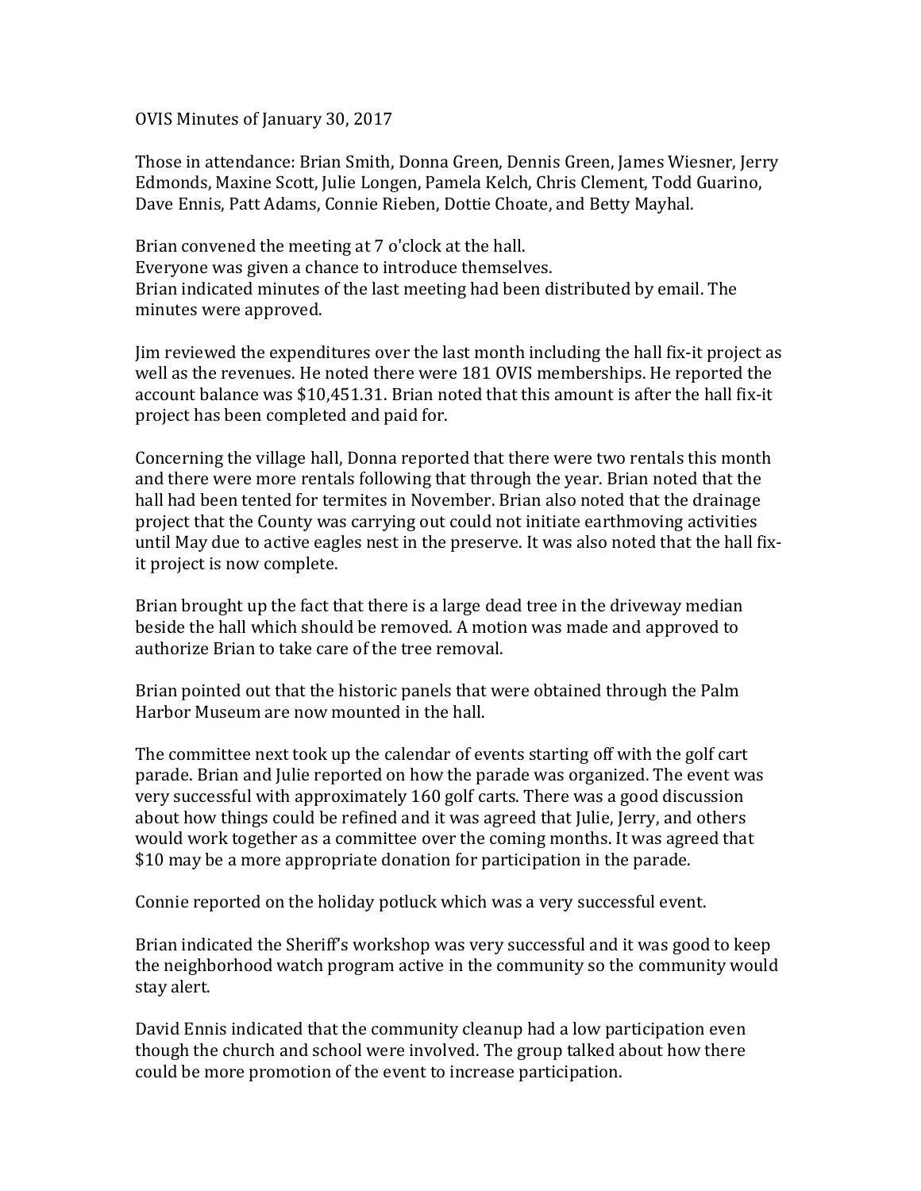OVIS Minutes of January 30, 2017

Those in attendance: Brian Smith, Donna Green, Dennis Green, James Wiesner, Jerry Edmonds, Maxine Scott, Julie Longen, Pamela Kelch, Chris Clement, Todd Guarino, Dave Ennis, Patt Adams, Connie Rieben, Dottie Choate, and Betty Mayhal.

Brian convened the meeting at 7 o'clock at the hall.
Everyone was given a chance to introduce themselves.
Brian indicated minutes of the last meeting had been distributed by email. The minutes were approved.

Jim reviewed the expenditures over the last month including the hall fix-it project as well as the revenues. He noted there were 181 OVIS memberships. He reported the account balance was $10,451.31. Brian noted that this amount is after the hall fix-it project has been completed and paid for.

Concerning the village hall, Donna reported that there were two rentals this month and there were more rentals following that through the year. Brian noted that the hall had been tented for termites in November. Brian also noted that the drainage project that the County was carrying out could not initiate earthmoving activities until May due to active eagles nest in the preserve. It was also noted that the hall fix-it project is now complete.

Brian brought up the fact that there is a large dead tree in the driveway median beside the hall which should be removed. A motion was made and approved to authorize Brian to take care of the tree removal.

Brian pointed out that the historic panels that were obtained through the Palm Harbor Museum are now mounted in the hall.

The committee next took up the calendar of events starting off with the golf cart parade. Brian and Julie reported on how the parade was organized. The event was very successful with approximately 160 golf carts. There was a good discussion about how things could be refined and it was agreed that Julie, Jerry, and others would work together as a committee over the coming months. It was agreed that $10 may be a more appropriate donation for participation in the parade.

Connie reported on the holiday potluck which was a very successful event.

Brian indicated the Sheriff's workshop was very successful and it was good to keep the neighborhood watch program active in the community so the community would stay alert.

David Ennis indicated that the community cleanup had a low participation even though the church and school were involved. The group talked about how there could be more promotion of the event to increase participation.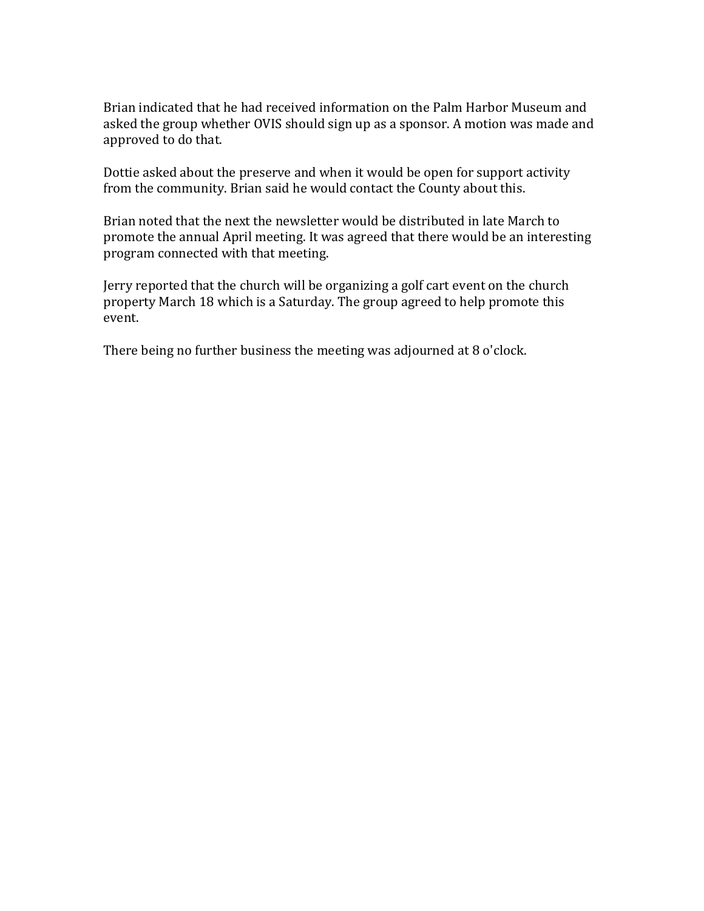Brian indicated that he had received information on the Palm Harbor Museum and asked the group whether OVIS should sign up as a sponsor. A motion was made and approved to do that.

Dottie asked about the preserve and when it would be open for support activity from the community. Brian said he would contact the County about this.

Brian noted that the next the newsletter would be distributed in late March to promote the annual April meeting. It was agreed that there would be an interesting program connected with that meeting.

Jerry reported that the church will be organizing a golf cart event on the church property March 18 which is a Saturday. The group agreed to help promote this event.

There being no further business the meeting was adjourned at 8 o'clock.